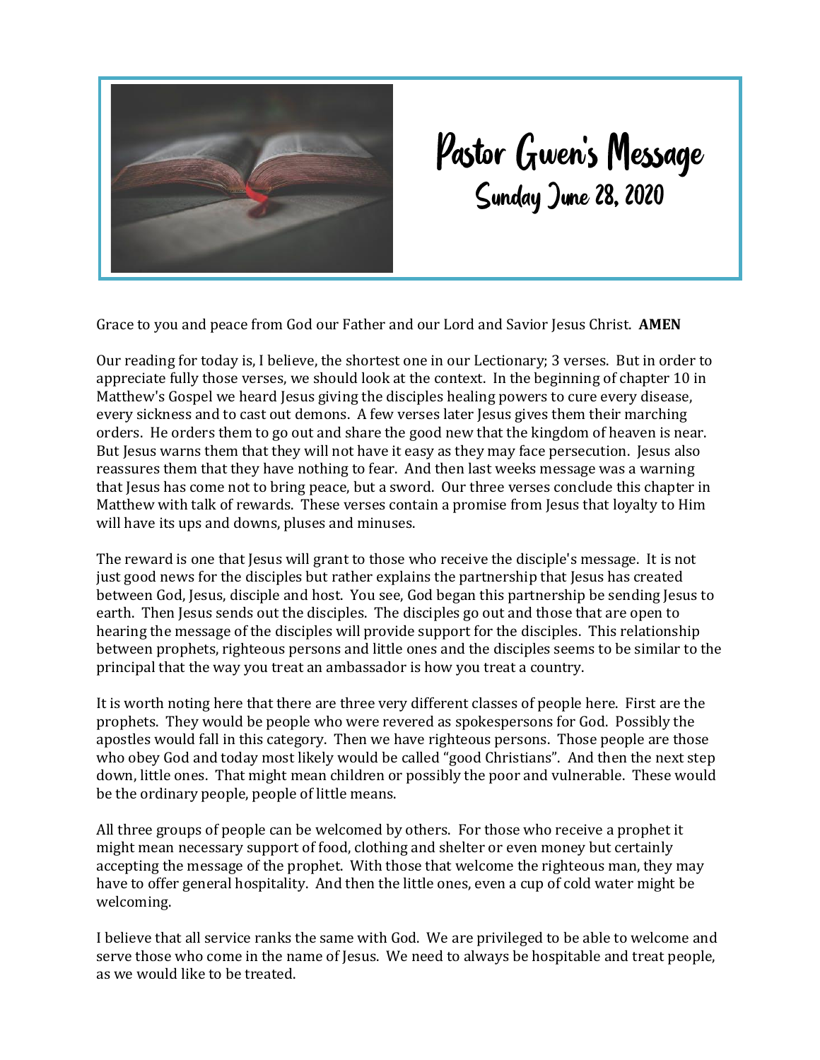# Pastor Gwen's Message

## Sunday June 28, 2020

Grace to you and peace from God our Father and our Lord and Savior Jesus Christ. **AMEN**

Our reading for today is, I believe, the shortest one in our Lectionary; 3 verses. But in order to appreciate fully those verses, we should look at the context. In the beginning of chapter 10 in Matthew's Gospel we heard Jesus giving the disciples healing powers to cure every disease, every sickness and to cast out demons. A few verses later Jesus gives them their marching orders. He orders them to go out and share the good new that the kingdom of heaven is near. But Jesus warns them that they will not have it easy as they may face persecution. Jesus also reassures them that they have nothing to fear. And then last weeks message was a warning that Jesus has come not to bring peace, but a sword. Our three verses conclude this chapter in Matthew with talk of rewards. These verses contain a promise from Jesus that loyalty to Him will have its ups and downs, pluses and minuses.

The reward is one that Jesus will grant to those who receive the disciple's message. It is not just good news for the disciples but rather explains the partnership that Jesus has created between God, Jesus, disciple and host. You see, God began this partnership be sending Jesus to earth. Then Jesus sends out the disciples. The disciples go out and those that are open to hearing the message of the disciples will provide support for the disciples. This relationship between prophets, righteous persons and little ones and the disciples seems to be similar to the principal that the way you treat an ambassador is how you treat a country.

It is worth noting here that there are three very different classes of people here. First are the prophets. They would be people who were revered as spokespersons for God. Possibly the apostles would fall in this category. Then we have righteous persons. Those people are those who obey God and today most likely would be called "good Christians". And then the next step down, little ones. That might mean children or possibly the poor and vulnerable. These would be the ordinary people, people of little means.

All three groups of people can be welcomed by others. For those who receive a prophet it might mean necessary support of food, clothing and shelter or even money but certainly accepting the message of the prophet. With those that welcome the righteous man, they may have to offer general hospitality. And then the little ones, even a cup of cold water might be welcoming.

I believe that all service ranks the same with God. We are privileged to be able to welcome and serve those who come in the name of Jesus. We need to always be hospitable and treat people, as we would like to be treated.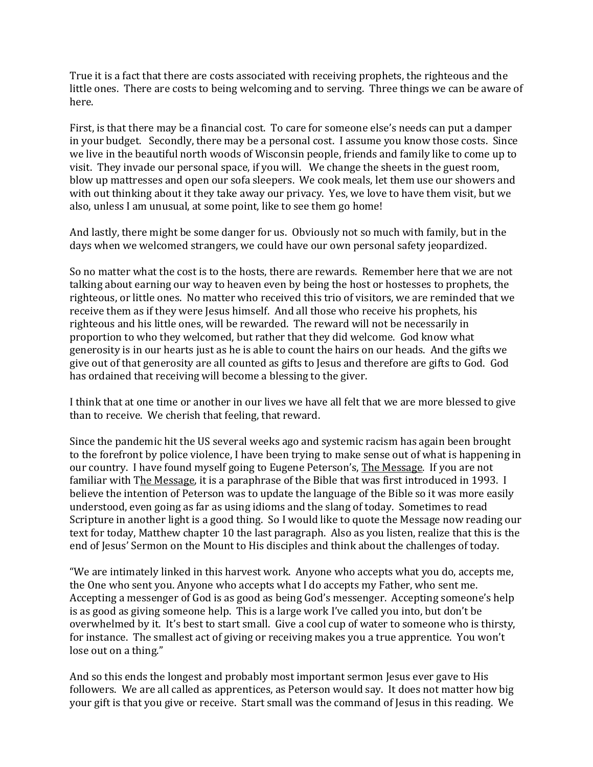True it is a fact that there are costs associated with receiving prophets, the righteous and the little ones. There are costs to being welcoming and to serving. Three things we can be aware of here.

First, is that there may be a financial cost. To care for someone else's needs can put a damper in your budget. Secondly, there may be a personal cost. I assume you know those costs. Since we live in the beautiful north woods of Wisconsin people, friends and family like to come up to visit. They invade our personal space, if you will. We change the sheets in the guest room, blow up mattresses and open our sofa sleepers. We cook meals, let them use our showers and with out thinking about it they take away our privacy. Yes, we love to have them visit, but we also, unless I am unusual, at some point, like to see them go home!

And lastly, there might be some danger for us. Obviously not so much with family, but in the days when we welcomed strangers, we could have our own personal safety jeopardized.

So no matter what the cost is to the hosts, there are rewards. Remember here that we are not talking about earning our way to heaven even by being the host or hostesses to prophets, the righteous, or little ones. No matter who received this trio of visitors, we are reminded that we receive them as if they were Jesus himself. And all those who receive his prophets, his righteous and his little ones, will be rewarded. The reward will not be necessarily in proportion to who they welcomed, but rather that they did welcome. God know what generosity is in our hearts just as he is able to count the hairs on our heads. And the gifts we give out of that generosity are all counted as gifts to Jesus and therefore are gifts to God. God has ordained that receiving will become a blessing to the giver.

I think that at one time or another in our lives we have all felt that we are more blessed to give than to receive. We cherish that feeling, that reward.

Since the pandemic hit the US several weeks ago and systemic racism has again been brought to the forefront by police violence, I have been trying to make sense out of what is happening in our country. I have found myself going to Eugene Peterson's, <u>The Message</u>. If you are not familiar with T<u>he Message</u>, it is a paraphrase of the Bible that was first introduced in 1993. I believe the intention of Peterson was to update the language of the Bible so it was more easily understood, even going as far as using idioms and the slang of today. Sometimes to read Scripture in another light is a good thing. So I would like to quote the Message now reading our text for today, Matthew chapter 10 the last paragraph. Also as you listen, realize that this is the end of Jesus' Sermon on the Mount to His disciples and think about the challenges of today.

"We are intimately linked in this harvest work. Anyone who accepts what you do, accepts me, the One who sent you. Anyone who accepts what I do accepts my Father, who sent me. Accepting a messenger of God is as good as being God's messenger. Accepting someone's help is as good as giving someone help. This is a large work I've called you into, but don't be overwhelmed by it. It's best to start small. Give a cool cup of water to someone who is thirsty, for instance. The smallest act of giving or receiving makes you a true apprentice. You won't lose out on a thing."

And so this ends the longest and probably most important sermon Jesus ever gave to His followers. We are all called as apprentices, as Peterson would say. It does not matter how big your gift is that you give or receive. Start small was the command of Jesus in this reading. We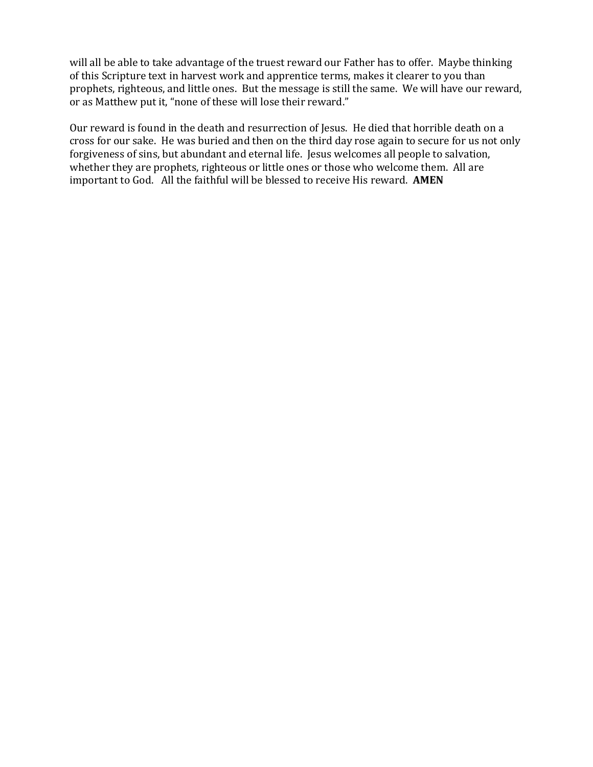will all be able to take advantage of the truest reward our Father has to offer. Maybe thinking of this Scripture text in harvest work and apprentice terms, makes it clearer to you than prophets, righteous, and little ones. But the message is still the same. We will have our reward, or as Matthew put it, "none of these will lose their reward."

Our reward is found in the death and resurrection of Jesus. He died that horrible death on a cross for our sake. He was buried and then on the third day rose again to secure for us not only forgiveness of sins, but abundant and eternal life. Jesus welcomes all people to salvation, whether they are prophets, righteous or little ones or those who welcome them. All are important to God. All the faithful will be blessed to receive His reward. **AMEN**